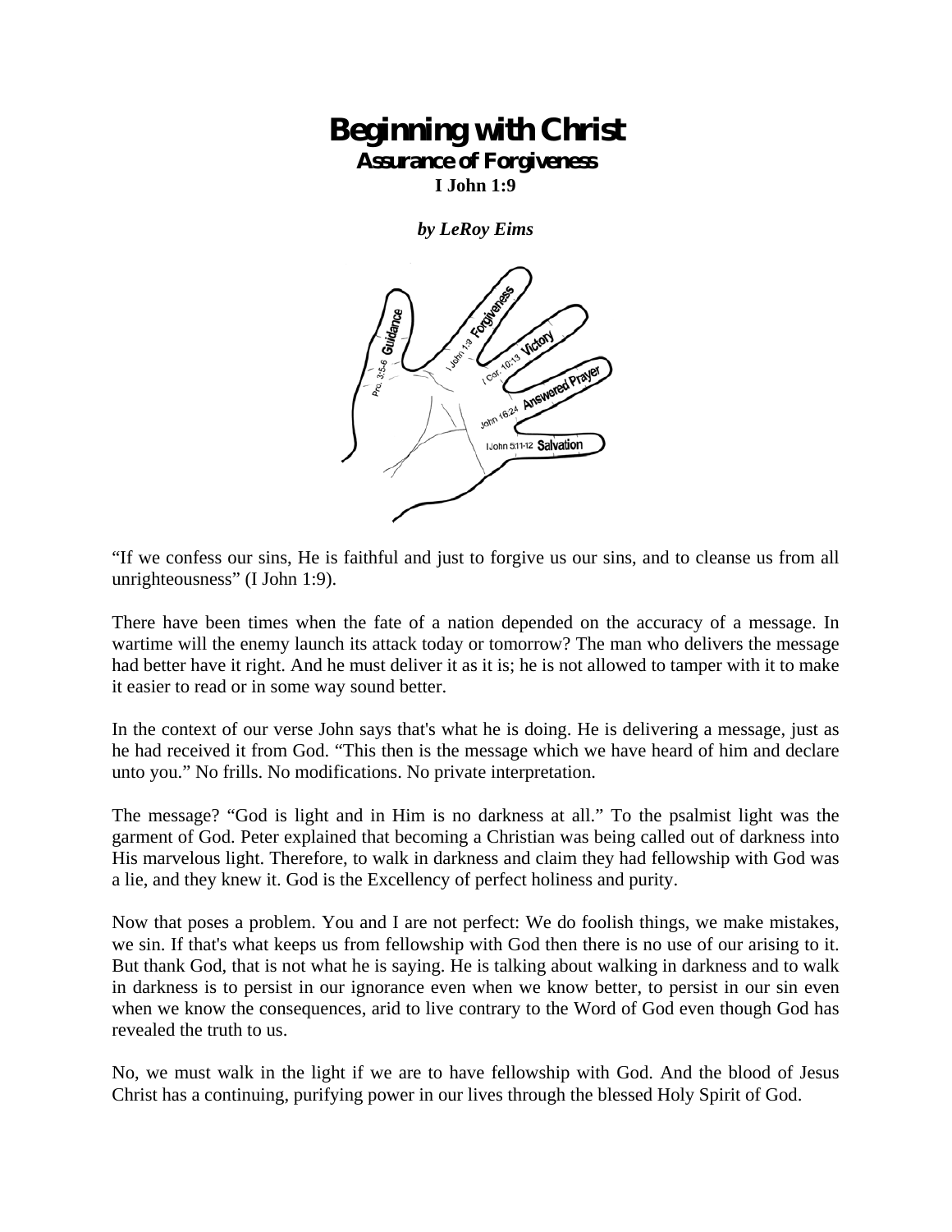# Beginning with Christ

## Assurance of Forgiveness

**I John 1:9**

***by LeRoy Eims***

"If we confess our sins, He is faithful and just to forgive us our sins, and to cleanse us from all unrighteousness" (I John 1:9).

There have been times when the fate of a nation depended on the accuracy of a message. In wartime will the enemy launch its attack today or tomorrow? The man who delivers the message had better have it right. And he must deliver it as it is; he is not allowed to tamper with it to make it easier to read or in some way sound better.

In the context of our verse John says that's what he is doing. He is delivering a message, just as he had received it from God. "This then is the message which we have heard of him and declare unto you." No frills. No modifications. No private interpretation.

The message? "God is light and in Him is no darkness at all." To the psalmist light was the garment of God. Peter explained that becoming a Christian was being called out of darkness into His marvelous light. Therefore, to walk in darkness and claim they had fellowship with God was a lie, and they knew it. God is the Excellency of perfect holiness and purity.

Now that poses a problem. You and I are not perfect: We do foolish things, we make mistakes, we sin. If that's what keeps us from fellowship with God then there is no use of our arising to it. But thank God, that is not what he is saying. He is talking about walking in darkness and to walk in darkness is to persist in our ignorance even when we know better, to persist in our sin even when we know the consequences, arid to live contrary to the Word of God even though God has revealed the truth to us.

No, we must walk in the light if we are to have fellowship with God. And the blood of Jesus Christ has a continuing, purifying power in our lives through the blessed Holy Spirit of God.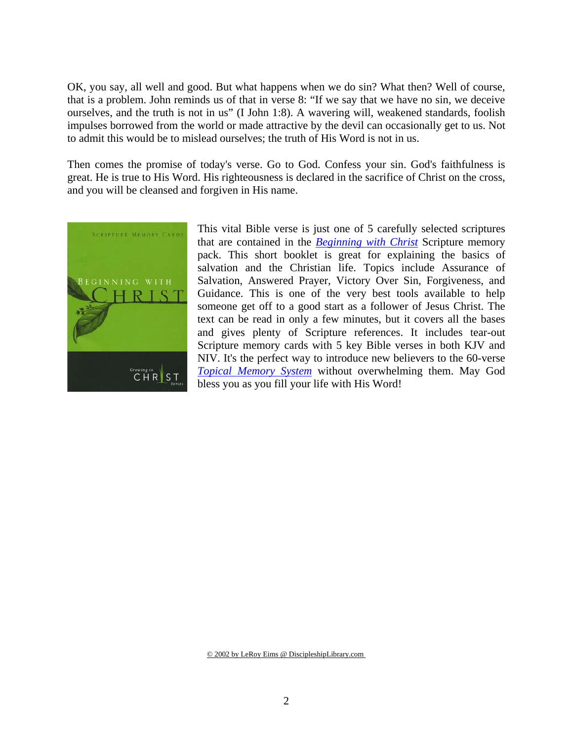OK, you say, all well and good. But what happens when we do sin? What then? Well of course, that is a problem. John reminds us of that in verse 8: "If we say that we have no sin, we deceive ourselves, and the truth is not in us" (I John 1:8). A wavering will, weakened standards, foolish impulses borrowed from the world or made attractive by the devil can occasionally get to us. Not to admit this would be to mislead ourselves; the truth of His Word is not in us.

Then comes the promise of today's verse. Go to God. Confess your sin. God's faithfulness is great. He is true to His Word. His righteousness is declared in the sacrifice of Christ on the cross, and you will be cleansed and forgiven in His name.

This vital Bible verse is just one of 5 carefully selected scriptures that are contained in the [*Beginning with Christ*]() Scripture memory pack. This short booklet is great for explaining the basics of salvation and the Christian life. Topics include Assurance of Salvation, Answered Prayer, Victory Over Sin, Forgiveness, and Guidance. This is one of the very best tools available to help someone get off to a good start as a follower of Jesus Christ. The text can be read in only a few minutes, but it covers all the bases and gives plenty of Scripture references. It includes tear-out Scripture memory cards with 5 key Bible verses in both KJV and NIV. It's the perfect way to introduce new believers to the 60-verse [*Topical Memory System*]() without overwhelming them. May God bless you as you fill your life with His Word!

© 2002 by LeRoy Eims @ DiscipleshipLibrary.com